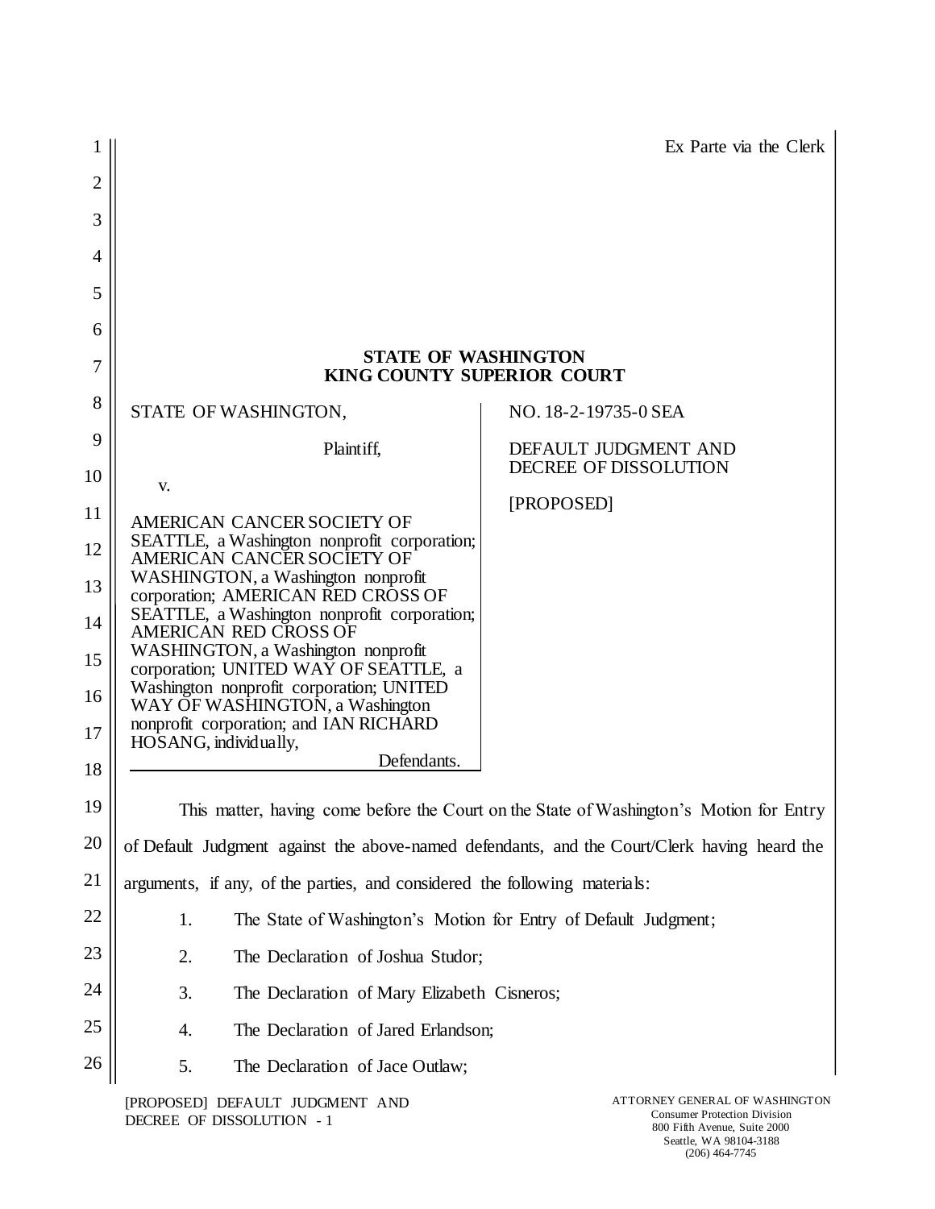Ex Parte via the Clerk

**STATE OF WASHINGTON**
**KING COUNTY SUPERIOR COURT**

| | |
|---|---|
| STATE OF WASHINGTON,<br><br>Plaintiff,<br><br>v.<br><br>AMERICAN CANCER SOCIETY OF SEATTLE, a Washington nonprofit corporation; AMERICAN CANCER SOCIETY OF WASHINGTON, a Washington nonprofit corporation; AMERICAN RED CROSS OF SEATTLE, a Washington nonprofit corporation; AMERICAN RED CROSS OF WASHINGTON, a Washington nonprofit corporation; UNITED WAY OF SEATTLE, a Washington nonprofit corporation; UNITED WAY OF WASHINGTON, a Washington nonprofit corporation; and IAN RICHARD HOSANG, individually,<br><br>Defendants. | NO. 18-2-19735-0 SEA<br><br>DEFAULT JUDGMENT AND DECREE OF DISSOLUTION<br><br>[PROPOSED] |

This matter, having come before the Court on the State of Washington's Motion for Entry of Default Judgment against the above-named defendants, and the Court/Clerk having heard the arguments, if any, of the parties, and considered the following materials:

1. The State of Washington's Motion for Entry of Default Judgment;
2. The Declaration of Joshua Studor;
3. The Declaration of Mary Elizabeth Cisneros;
4. The Declaration of Jared Erlandson;
5. The Declaration of Jace Outlaw;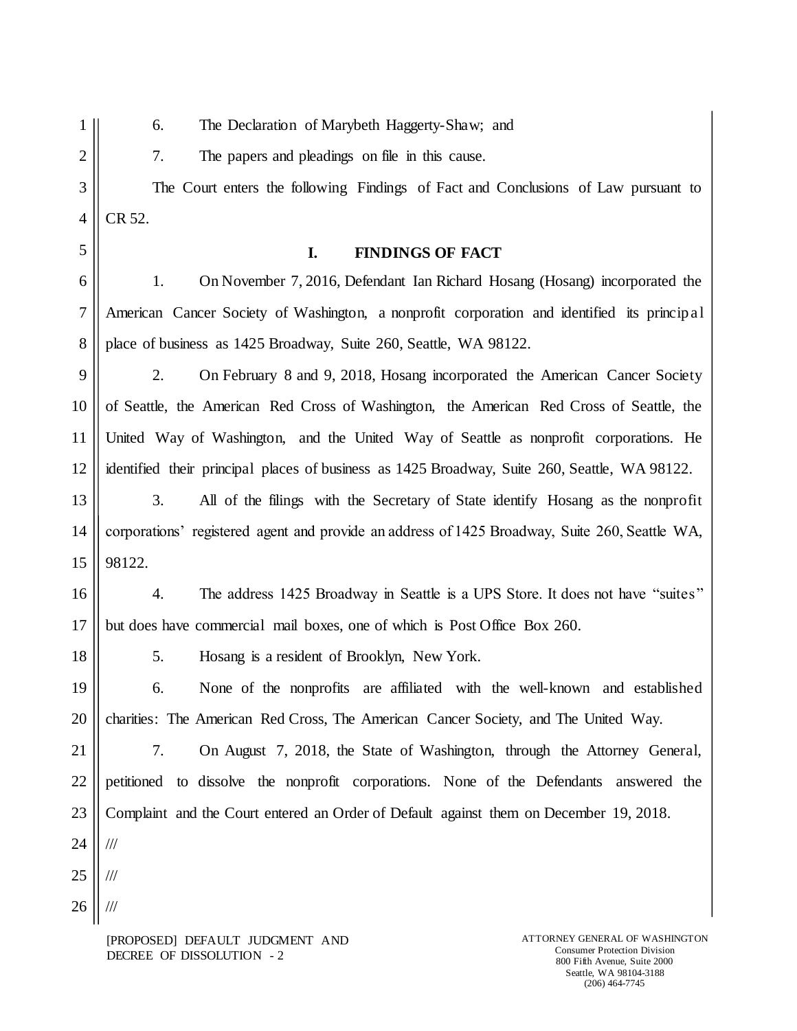6. The Declaration of Marybeth Haggerty-Shaw; and

7. The papers and pleadings on file in this cause.

The Court enters the following Findings of Fact and Conclusions of Law pursuant to CR 52.

## I. FINDINGS OF FACT

1. On November 7, 2016, Defendant Ian Richard Hosang (Hosang) incorporated the American Cancer Society of Washington, a nonprofit corporation and identified its principal place of business as 1425 Broadway, Suite 260, Seattle, WA 98122.

2. On February 8 and 9, 2018, Hosang incorporated the American Cancer Society of Seattle, the American Red Cross of Washington, the American Red Cross of Seattle, the United Way of Washington, and the United Way of Seattle as nonprofit corporations. He identified their principal places of business as 1425 Broadway, Suite 260, Seattle, WA 98122.

3. All of the filings with the Secretary of State identify Hosang as the nonprofit corporations' registered agent and provide an address of 1425 Broadway, Suite 260, Seattle WA, 98122.

4. The address 1425 Broadway in Seattle is a UPS Store. It does not have "suites" but does have commercial mail boxes, one of which is Post Office Box 260.

5. Hosang is a resident of Brooklyn, New York.

6. None of the nonprofits are affiliated with the well-known and established charities: The American Red Cross, The American Cancer Society, and The United Way.

7. On August 7, 2018, the State of Washington, through the Attorney General, petitioned to dissolve the nonprofit corporations. None of the Defendants answered the Complaint and the Court entered an Order of Default against them on December 19, 2018.

///

///

///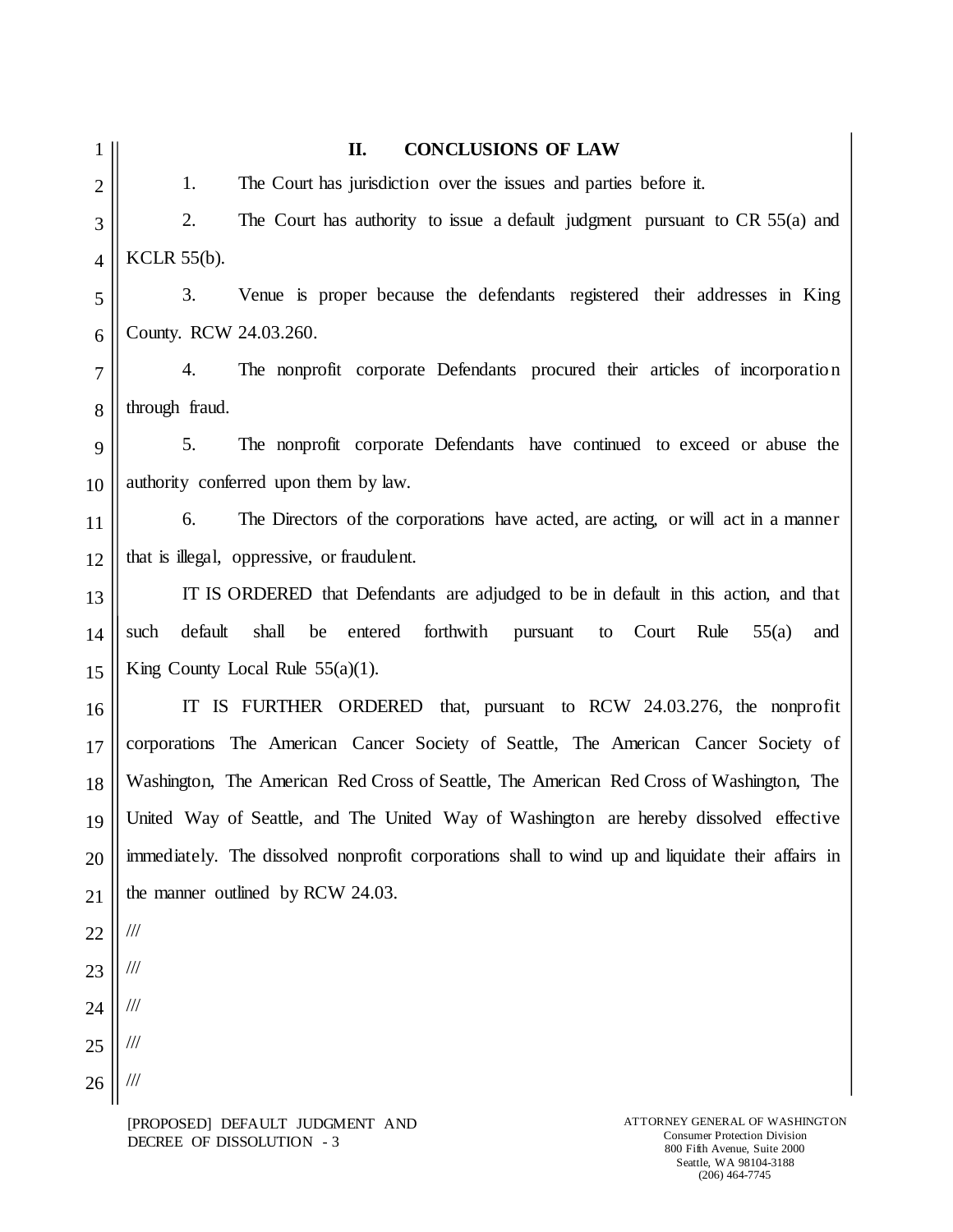## II. CONCLUSIONS OF LAW

1. The Court has jurisdiction over the issues and parties before it.

2. The Court has authority to issue a default judgment pursuant to CR 55(a) and KCLR 55(b).

3. Venue is proper because the defendants registered their addresses in King County. RCW 24.03.260.

4. The nonprofit corporate Defendants procured their articles of incorporation through fraud.

5. The nonprofit corporate Defendants have continued to exceed or abuse the authority conferred upon them by law.

6. The Directors of the corporations have acted, are acting, or will act in a manner that is illegal, oppressive, or fraudulent.

IT IS ORDERED that Defendants are adjudged to be in default in this action, and that such default shall be entered forthwith pursuant to Court Rule 55(a) and King County Local Rule 55(a)(1).

IT IS FURTHER ORDERED that, pursuant to RCW 24.03.276, the nonprofit corporations The American Cancer Society of Seattle, The American Cancer Society of Washington, The American Red Cross of Seattle, The American Red Cross of Washington, The United Way of Seattle, and The United Way of Washington are hereby dissolved effective immediately. The dissolved nonprofit corporations shall to wind up and liquidate their affairs in the manner outlined by RCW 24.03.

///

///

///

///

///

[PROPOSED] DEFAULT JUDGMENT AND DECREE OF DISSOLUTION - 3

ATTORNEY GENERAL OF WASHINGTON
Consumer Protection Division
800 Fifth Avenue, Suite 2000
Seattle, WA 98104-3188
(206) 464-7745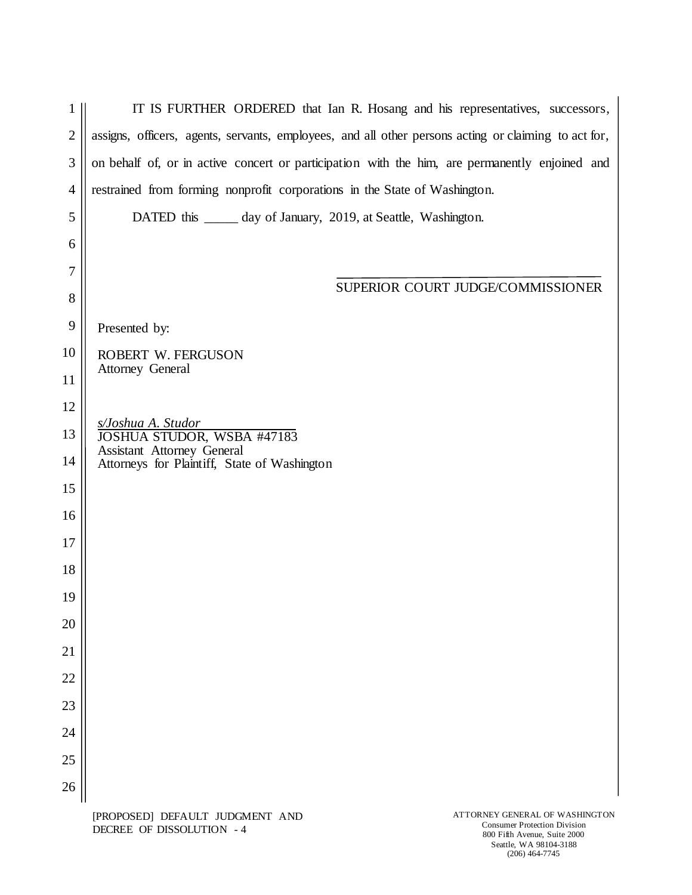IT IS FURTHER ORDERED that Ian R. Hosang and his representatives, successors, assigns, officers, agents, servants, employees, and all other persons acting or claiming to act for, on behalf of, or in active concert or participation with the him, are permanently enjoined and restrained from forming nonprofit corporations in the State of Washington.

DATED this _____ day of January, 2019, at Seattle, Washington.

_______________________________________
SUPERIOR COURT JUDGE/COMMISSIONER

Presented by:

ROBERT W. FERGUSON
Attorney General

*s/Joshua A. Studor*
JOSHUA STUDOR, WSBA #47183
Assistant Attorney General
Attorneys for Plaintiff, State of Washington

[PROPOSED] DEFAULT JUDGMENT AND DECREE OF DISSOLUTION - 4

ATTORNEY GENERAL OF WASHINGTON
Consumer Protection Division
800 Fifth Avenue, Suite 2000
Seattle, WA 98104-3188
(206) 464-7745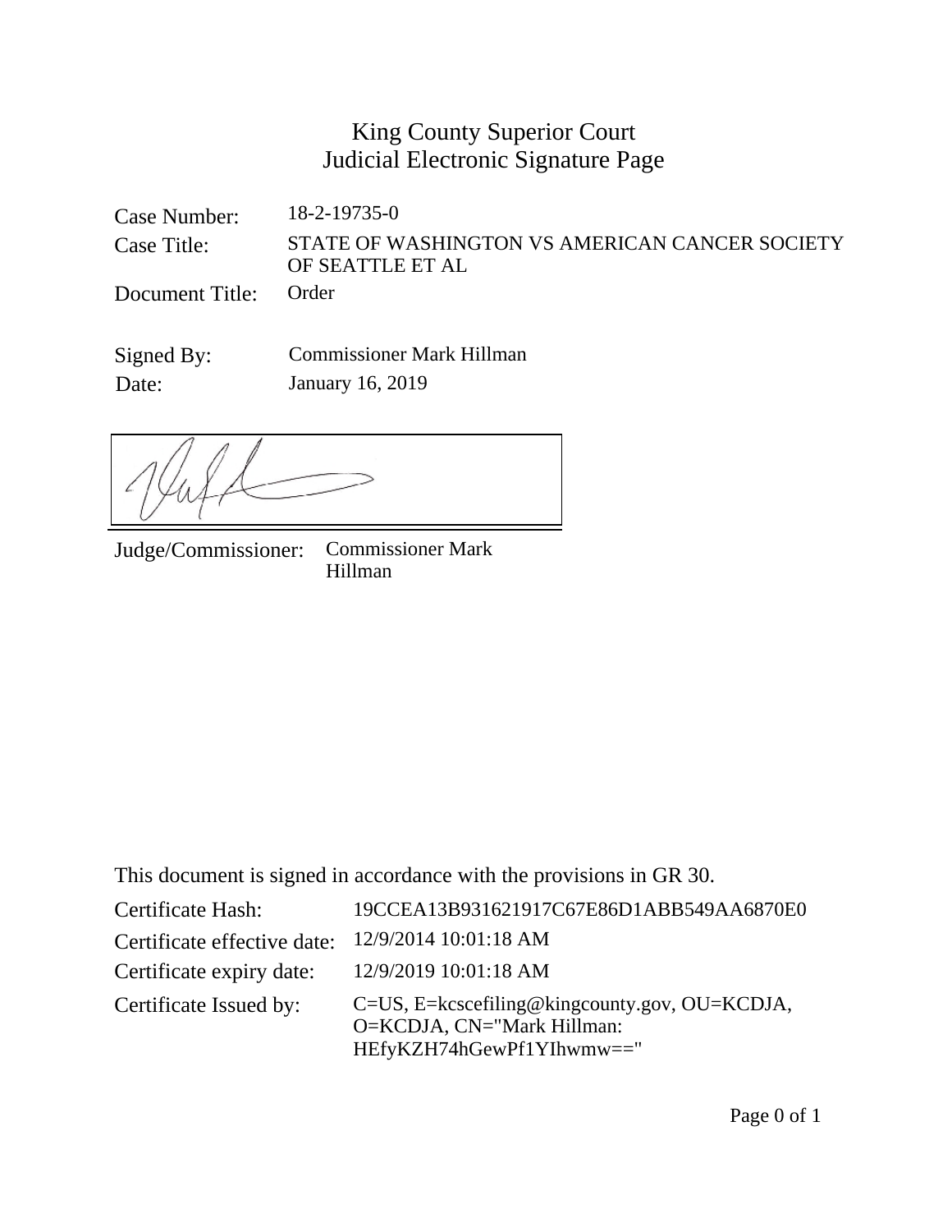# King County Superior Court
# Judicial Electronic Signature Page

| | |
|---|---|
| Case Number: | 18-2-19735-0 |
| Case Title: | STATE OF WASHINGTON VS AMERICAN CANCER SOCIETY OF SEATTLE ET AL |
| Document Title: | Order |

| | |
|---|---|
| Signed By: | Commissioner Mark Hillman |
| Date: | January 16, 2019 |

Judge/Commissioner: Commissioner Mark Hillman

This document is signed in accordance with the provisions in GR 30.

| | |
|---|---|
| Certificate Hash: | 19CCEA13B931621917C67E86D1ABB549AA6870E0 |
| Certificate effective date: | 12/9/2014 10:01:18 AM |
| Certificate expiry date: | 12/9/2019 10:01:18 AM |
| Certificate Issued by: | C=US, E=kcscefiling@kingcounty.gov, OU=KCDJA, O=KCDJA, CN="Mark Hillman: HEfyKZH74hGewPf1YIhwmw==" |